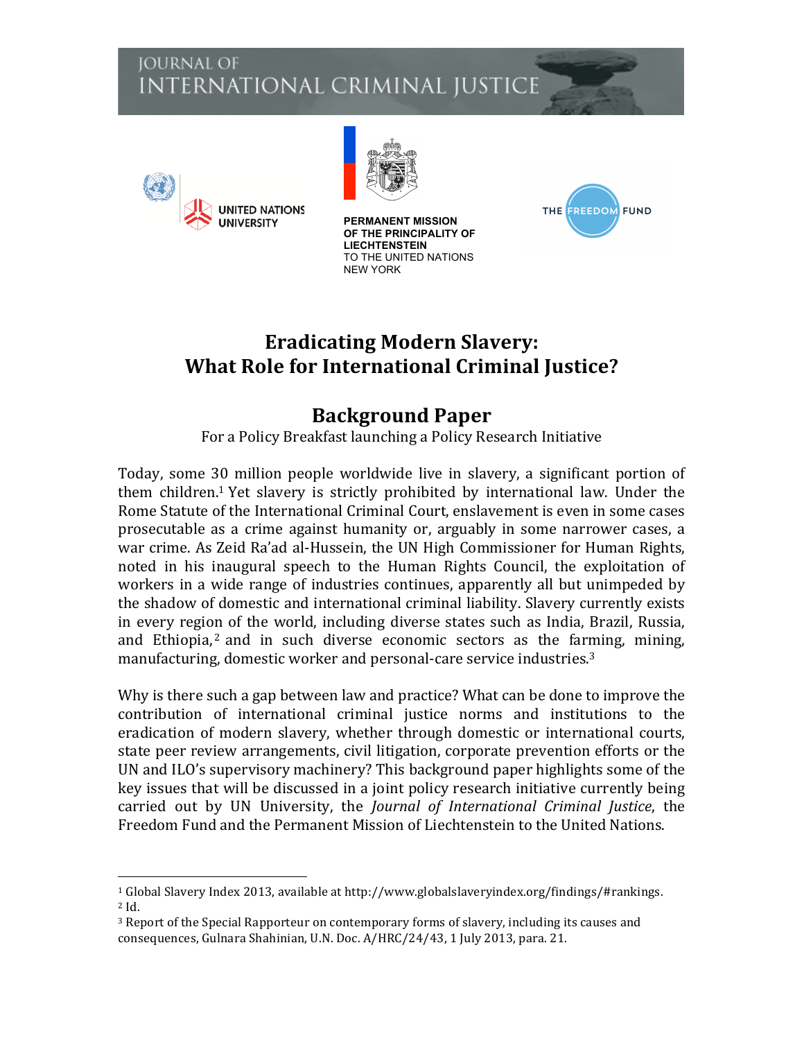JOURNAL OF INTERNATIONAL CRIMINAL JUSTICE

UNITED NATIONS UNIVERSITY

PERMANENT MISSION OF THE PRINCIPALITY OF LIECHTENSTEIN TO THE UNITED NATIONS NEW YORK

THE FREEDOM FUND

# Eradicating Modern Slavery: What Role for International Criminal Justice?

## Background Paper

For a Policy Breakfast launching a Policy Research Initiative

Today, some 30 million people worldwide live in slavery, a significant portion of them children.[1] Yet slavery is strictly prohibited by international law. Under the Rome Statute of the International Criminal Court, enslavement is even in some cases prosecutable as a crime against humanity or, arguably in some narrower cases, a war crime. As Zeid Ra'ad al-Hussein, the UN High Commissioner for Human Rights, noted in his inaugural speech to the Human Rights Council, the exploitation of workers in a wide range of industries continues, apparently all but unimpeded by the shadow of domestic and international criminal liability. Slavery currently exists in every region of the world, including diverse states such as India, Brazil, Russia, and Ethiopia,[2] and in such diverse economic sectors as the farming, mining, manufacturing, domestic worker and personal-care service industries.[3]

Why is there such a gap between law and practice? What can be done to improve the contribution of international criminal justice norms and institutions to the eradication of modern slavery, whether through domestic or international courts, state peer review arrangements, civil litigation, corporate prevention efforts or the UN and ILO's supervisory machinery? This background paper highlights some of the key issues that will be discussed in a joint policy research initiative currently being carried out by UN University, the *Journal of International Criminal Justice*, the Freedom Fund and the Permanent Mission of Liechtenstein to the United Nations.

---

[1] Global Slavery Index 2013, available at http://www.globalslaveryindex.org/findings/#rankings.

[2] Id.

[3] Report of the Special Rapporteur on contemporary forms of slavery, including its causes and consequences, Gulnara Shahinian, U.N. Doc. A/HRC/24/43, 1 July 2013, para. 21.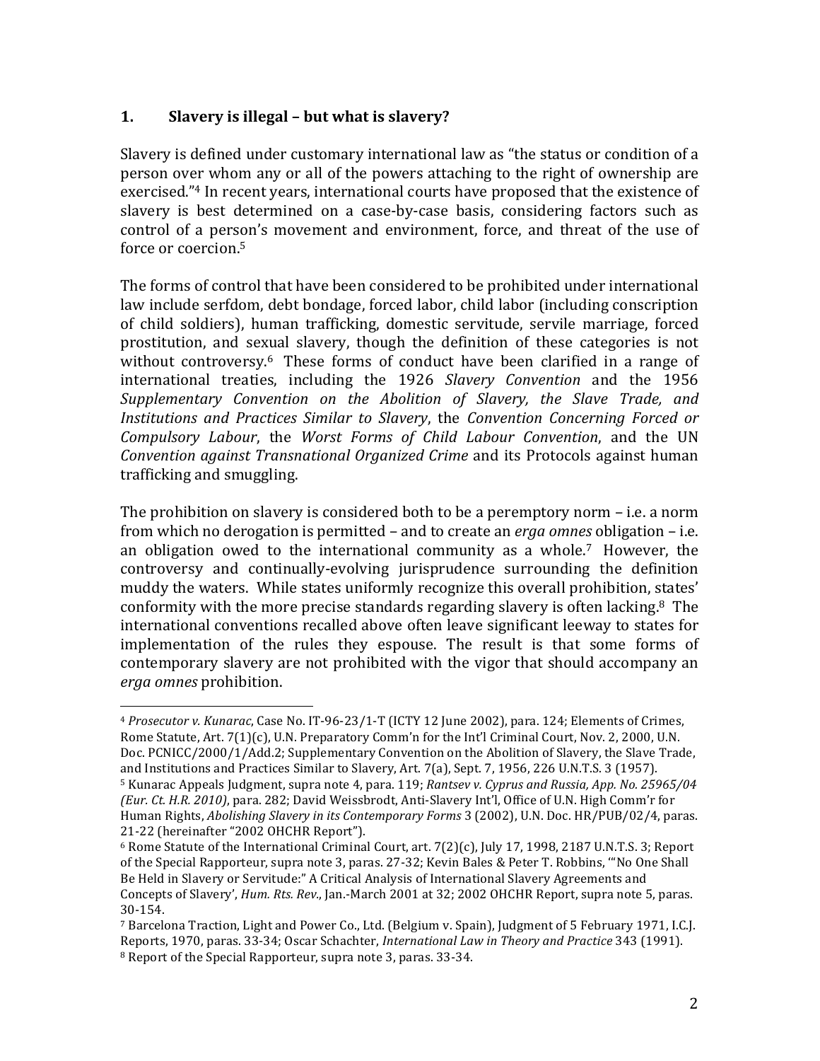## 1. Slavery is illegal – but what is slavery?

Slavery is defined under customary international law as "the status or condition of a person over whom any or all of the powers attaching to the right of ownership are exercised."[4] In recent years, international courts have proposed that the existence of slavery is best determined on a case-by-case basis, considering factors such as control of a person's movement and environment, force, and threat of the use of force or coercion.[5]

The forms of control that have been considered to be prohibited under international law include serfdom, debt bondage, forced labor, child labor (including conscription of child soldiers), human trafficking, domestic servitude, servile marriage, forced prostitution, and sexual slavery, though the definition of these categories is not without controversy.[6] These forms of conduct have been clarified in a range of international treaties, including the 1926 *Slavery Convention* and the 1956 *Supplementary Convention on the Abolition of Slavery, the Slave Trade, and Institutions and Practices Similar to Slavery*, the *Convention Concerning Forced or Compulsory Labour*, the *Worst Forms of Child Labour Convention*, and the UN *Convention against Transnational Organized Crime* and its Protocols against human trafficking and smuggling.

The prohibition on slavery is considered both to be a peremptory norm – i.e. a norm from which no derogation is permitted – and to create an *erga omnes* obligation – i.e. an obligation owed to the international community as a whole.[7] However, the controversy and continually-evolving jurisprudence surrounding the definition muddy the waters. While states uniformly recognize this overall prohibition, states' conformity with the more precise standards regarding slavery is often lacking.[8] The international conventions recalled above often leave significant leeway to states for implementation of the rules they espouse. The result is that some forms of contemporary slavery are not prohibited with the vigor that should accompany an *erga omnes* prohibition.

---

[4] *Prosecutor v. Kunarac*, Case No. IT-96-23/1-T (ICTY 12 June 2002), para. 124; Elements of Crimes, Rome Statute, Art. 7(1)(c), U.N. Preparatory Comm'n for the Int'l Criminal Court, Nov. 2, 2000, U.N. Doc. PCNICC/2000/1/Add.2; Supplementary Convention on the Abolition of Slavery, the Slave Trade, and Institutions and Practices Similar to Slavery, Art. 7(a), Sept. 7, 1956, 226 U.N.T.S. 3 (1957).

[5] Kunarac Appeals Judgment, supra note 4, para. 119; *Rantsev v. Cyprus and Russia, App. No. 25965/04 (Eur. Ct. H.R. 2010)*, para. 282; David Weissbrodt, Anti-Slavery Int'l, Office of U.N. High Comm'r for Human Rights, *Abolishing Slavery in its Contemporary Forms* 3 (2002), U.N. Doc. HR/PUB/02/4, paras. 21-22 (hereinafter "2002 OHCHR Report").

[6] Rome Statute of the International Criminal Court, art. 7(2)(c), July 17, 1998, 2187 U.N.T.S. 3; Report of the Special Rapporteur, supra note 3, paras. 27-32; Kevin Bales & Peter T. Robbins, '"No One Shall Be Held in Slavery or Servitude:" A Critical Analysis of International Slavery Agreements and Concepts of Slavery', *Hum. Rts. Rev.*, Jan.-March 2001 at 32; 2002 OHCHR Report, supra note 5, paras. 30-154.

[7] Barcelona Traction, Light and Power Co., Ltd. (Belgium v. Spain), Judgment of 5 February 1971, I.C.J. Reports, 1970, paras. 33-34; Oscar Schachter, *International Law in Theory and Practice* 343 (1991).

[8] Report of the Special Rapporteur, supra note 3, paras. 33-34.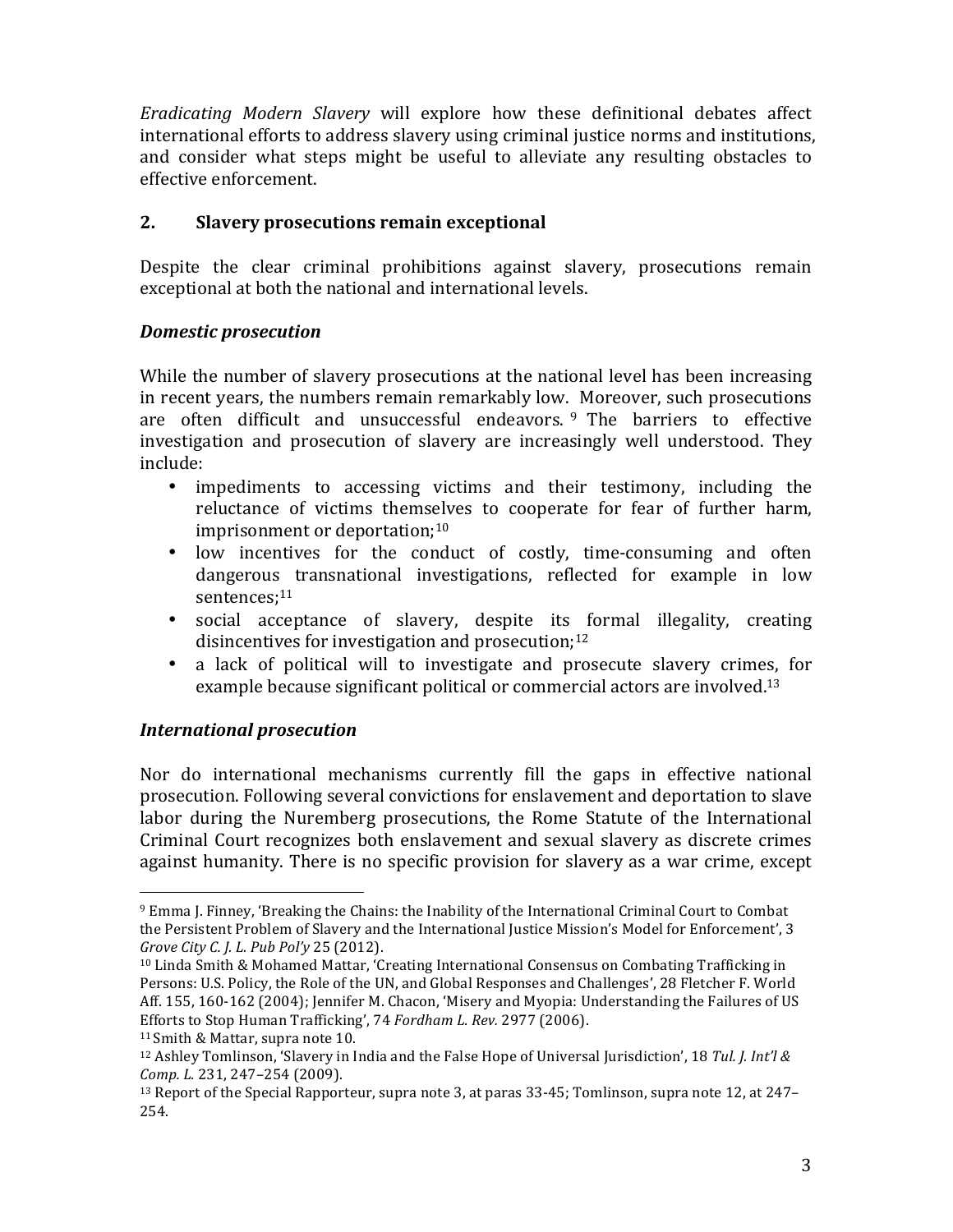*Eradicating Modern Slavery* will explore how these definitional debates affect international efforts to address slavery using criminal justice norms and institutions, and consider what steps might be useful to alleviate any resulting obstacles to effective enforcement.

## 2. Slavery prosecutions remain exceptional

Despite the clear criminal prohibitions against slavery, prosecutions remain exceptional at both the national and international levels.

### *Domestic prosecution*

While the number of slavery prosecutions at the national level has been increasing in recent years, the numbers remain remarkably low. Moreover, such prosecutions are often difficult and unsuccessful endeavors.[9] The barriers to effective investigation and prosecution of slavery are increasingly well understood. They include:

- impediments to accessing victims and their testimony, including the reluctance of victims themselves to cooperate for fear of further harm, imprisonment or deportation;[10]
- low incentives for the conduct of costly, time-consuming and often dangerous transnational investigations, reflected for example in low sentences;[11]
- social acceptance of slavery, despite its formal illegality, creating disincentives for investigation and prosecution;[12]
- a lack of political will to investigate and prosecute slavery crimes, for example because significant political or commercial actors are involved.[13]

### *International prosecution*

Nor do international mechanisms currently fill the gaps in effective national prosecution. Following several convictions for enslavement and deportation to slave labor during the Nuremberg prosecutions, the Rome Statute of the International Criminal Court recognizes both enslavement and sexual slavery as discrete crimes against humanity. There is no specific provision for slavery as a war crime, except

---

[9] Emma J. Finney, 'Breaking the Chains: the Inability of the International Criminal Court to Combat the Persistent Problem of Slavery and the International Justice Mission's Model for Enforcement', 3 *Grove City C. J. L. Pub Pol'y* 25 (2012).

[10] Linda Smith & Mohamed Mattar, 'Creating International Consensus on Combating Trafficking in Persons: U.S. Policy, the Role of the UN, and Global Responses and Challenges', 28 Fletcher F. World Aff. 155, 160-162 (2004); Jennifer M. Chacon, 'Misery and Myopia: Understanding the Failures of US Efforts to Stop Human Trafficking', 74 *Fordham L. Rev.* 2977 (2006).

[11] Smith & Mattar, supra note 10.

[12] Ashley Tomlinson, 'Slavery in India and the False Hope of Universal Jurisdiction', 18 *Tul. J. Int'l & Comp. L.* 231, 247–254 (2009).

[13] Report of the Special Rapporteur, supra note 3, at paras 33-45; Tomlinson, supra note 12, at 247–254.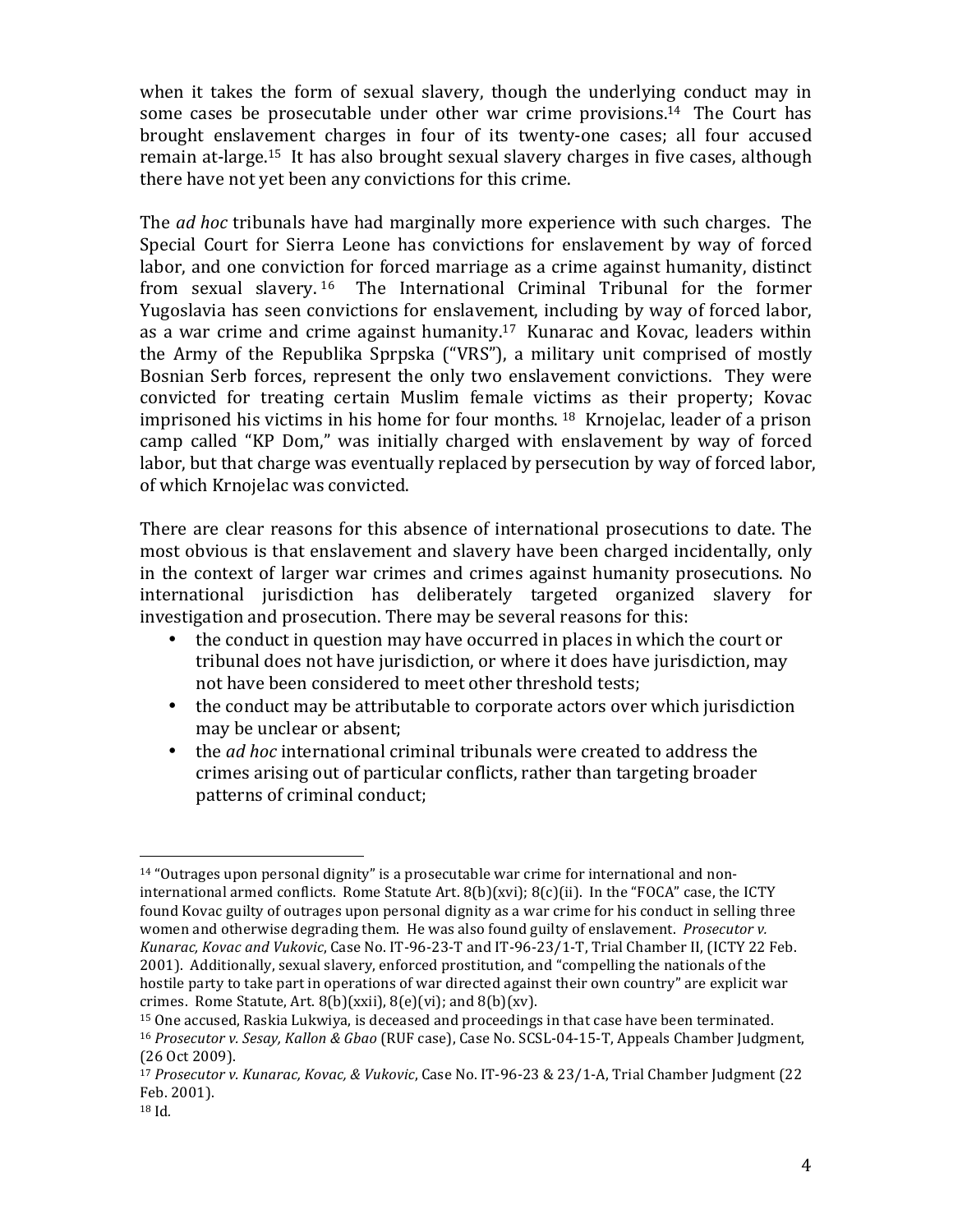when it takes the form of sexual slavery, though the underlying conduct may in some cases be prosecutable under other war crime provisions.[14] The Court has brought enslavement charges in four of its twenty-one cases; all four accused remain at-large.[15] It has also brought sexual slavery charges in five cases, although there have not yet been any convictions for this crime.

The *ad hoc* tribunals have had marginally more experience with such charges. The Special Court for Sierra Leone has convictions for enslavement by way of forced labor, and one conviction for forced marriage as a crime against humanity, distinct from sexual slavery.[16] The International Criminal Tribunal for the former Yugoslavia has seen convictions for enslavement, including by way of forced labor, as a war crime and crime against humanity.[17] Kunarac and Kovac, leaders within the Army of the Republika Sprpska ("VRS"), a military unit comprised of mostly Bosnian Serb forces, represent the only two enslavement convictions. They were convicted for treating certain Muslim female victims as their property; Kovac imprisoned his victims in his home for four months.[18] Krnojelac, leader of a prison camp called "KP Dom," was initially charged with enslavement by way of forced labor, but that charge was eventually replaced by persecution by way of forced labor, of which Krnojelac was convicted.

There are clear reasons for this absence of international prosecutions to date. The most obvious is that enslavement and slavery have been charged incidentally, only in the context of larger war crimes and crimes against humanity prosecutions. No international jurisdiction has deliberately targeted organized slavery for investigation and prosecution. There may be several reasons for this:

- the conduct in question may have occurred in places in which the court or tribunal does not have jurisdiction, or where it does have jurisdiction, may not have been considered to meet other threshold tests;
- the conduct may be attributable to corporate actors over which jurisdiction may be unclear or absent;
- the *ad hoc* international criminal tribunals were created to address the crimes arising out of particular conflicts, rather than targeting broader patterns of criminal conduct;

---

[14] "Outrages upon personal dignity" is a prosecutable war crime for international and non-international armed conflicts. Rome Statute Art. 8(b)(xvi); 8(c)(ii). In the "FOCA" case, the ICTY found Kovac guilty of outrages upon personal dignity as a war crime for his conduct in selling three women and otherwise degrading them. He was also found guilty of enslavement. *Prosecutor v. Kunarac, Kovac and Vukovic*, Case No. IT-96-23-T and IT-96-23/1-T, Trial Chamber II, (ICTY 22 Feb. 2001). Additionally, sexual slavery, enforced prostitution, and "compelling the nationals of the hostile party to take part in operations of war directed against their own country" are explicit war crimes. Rome Statute, Art. 8(b)(xxii), 8(e)(vi); and 8(b)(xv).

[15] One accused, Raskia Lukwiya, is deceased and proceedings in that case have been terminated.

[16] *Prosecutor v. Sesay, Kallon & Gbao* (RUF case), Case No. SCSL-04-15-T, Appeals Chamber Judgment, (26 Oct 2009).

[17] *Prosecutor v. Kunarac, Kovac, & Vukovic*, Case No. IT-96-23 & 23/1-A, Trial Chamber Judgment (22 Feb. 2001).

[18] Id.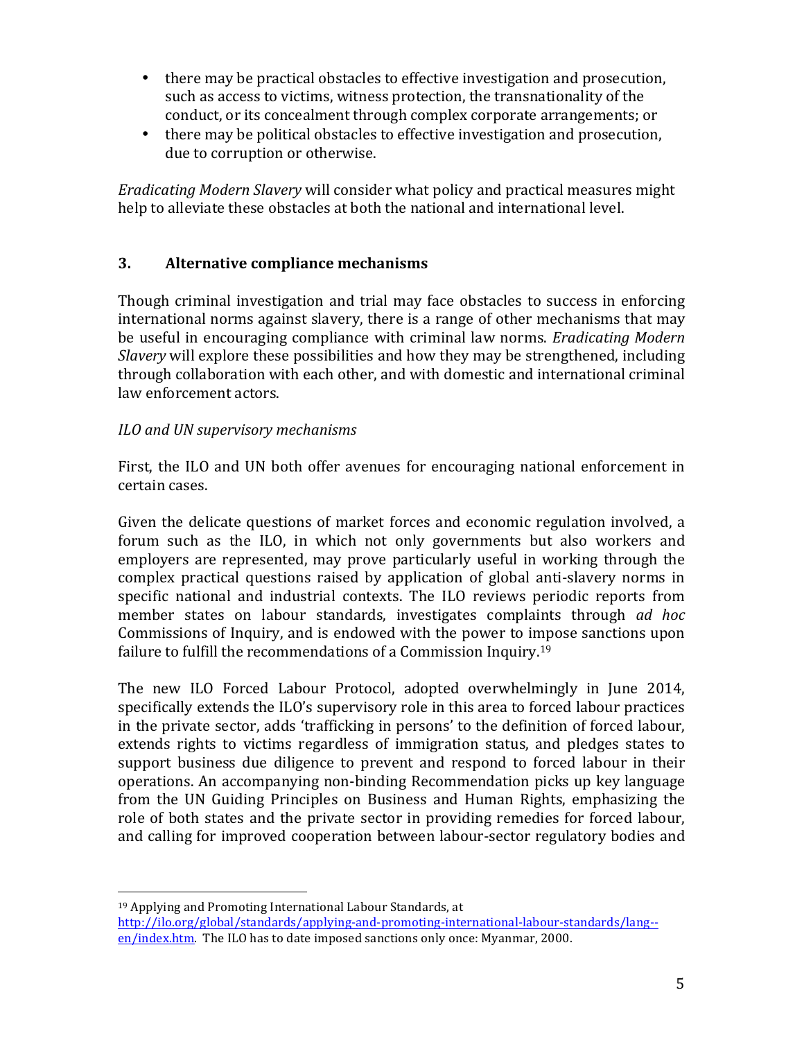- there may be practical obstacles to effective investigation and prosecution, such as access to victims, witness protection, the transnationality of the conduct, or its concealment through complex corporate arrangements; or
- there may be political obstacles to effective investigation and prosecution, due to corruption or otherwise.

*Eradicating Modern Slavery* will consider what policy and practical measures might help to alleviate these obstacles at both the national and international level.

## 3. Alternative compliance mechanisms

Though criminal investigation and trial may face obstacles to success in enforcing international norms against slavery, there is a range of other mechanisms that may be useful in encouraging compliance with criminal law norms. *Eradicating Modern Slavery* will explore these possibilities and how they may be strengthened, including through collaboration with each other, and with domestic and international criminal law enforcement actors.

### *ILO and UN supervisory mechanisms*

First, the ILO and UN both offer avenues for encouraging national enforcement in certain cases.

Given the delicate questions of market forces and economic regulation involved, a forum such as the ILO, in which not only governments but also workers and employers are represented, may prove particularly useful in working through the complex practical questions raised by application of global anti-slavery norms in specific national and industrial contexts. The ILO reviews periodic reports from member states on labour standards, investigates complaints through *ad hoc* Commissions of Inquiry, and is endowed with the power to impose sanctions upon failure to fulfill the recommendations of a Commission Inquiry.[19]

The new ILO Forced Labour Protocol, adopted overwhelmingly in June 2014, specifically extends the ILO's supervisory role in this area to forced labour practices in the private sector, adds 'trafficking in persons' to the definition of forced labour, extends rights to victims regardless of immigration status, and pledges states to support business due diligence to prevent and respond to forced labour in their operations. An accompanying non-binding Recommendation picks up key language from the UN Guiding Principles on Business and Human Rights, emphasizing the role of both states and the private sector in providing remedies for forced labour, and calling for improved cooperation between labour-sector regulatory bodies and

---

[19] Applying and Promoting International Labour Standards, at http://ilo.org/global/standards/applying-and-promoting-international-labour-standards/lang--en/index.htm. The ILO has to date imposed sanctions only once: Myanmar, 2000.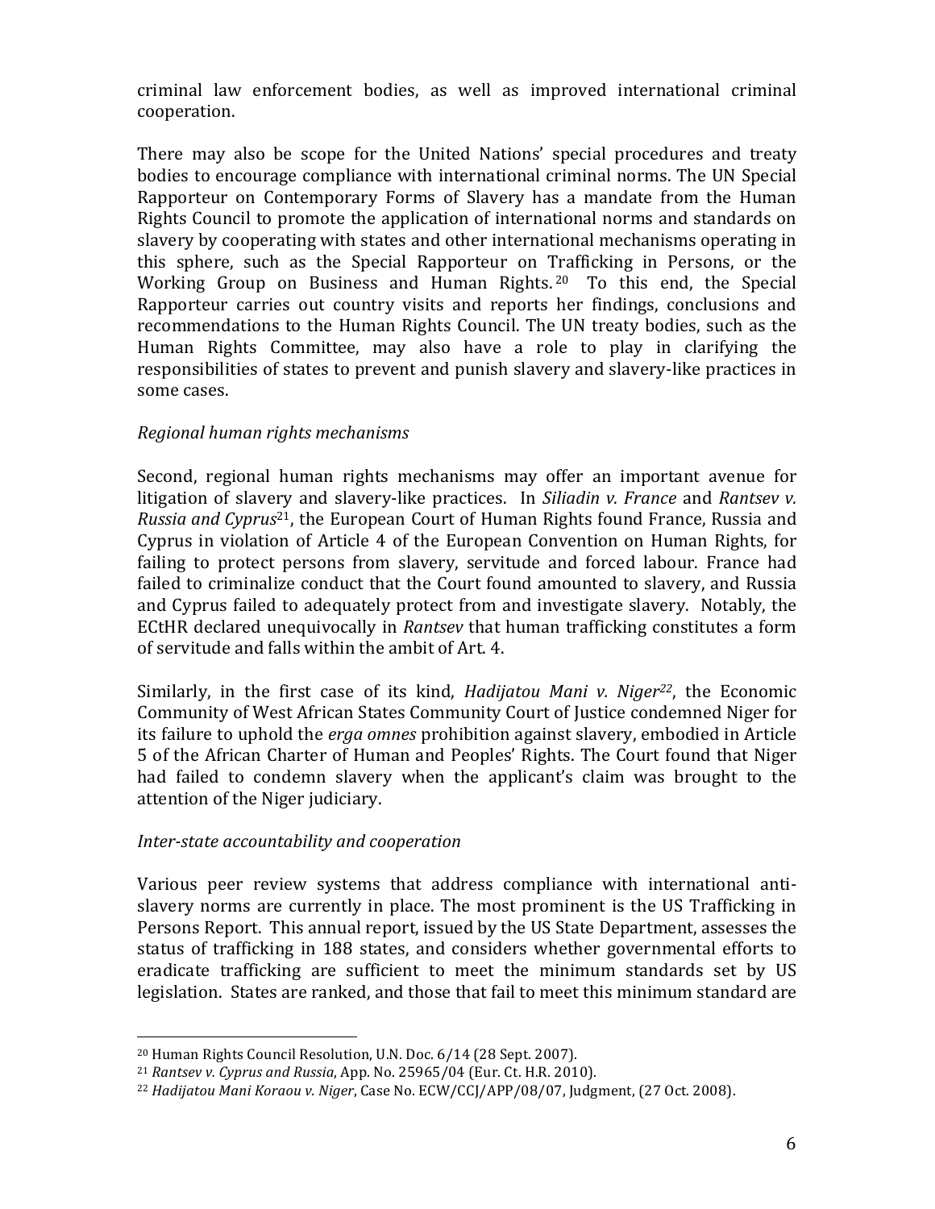criminal law enforcement bodies, as well as improved international criminal cooperation.

There may also be scope for the United Nations' special procedures and treaty bodies to encourage compliance with international criminal norms. The UN Special Rapporteur on Contemporary Forms of Slavery has a mandate from the Human Rights Council to promote the application of international norms and standards on slavery by cooperating with states and other international mechanisms operating in this sphere, such as the Special Rapporteur on Trafficking in Persons, or the Working Group on Business and Human Rights.[20] To this end, the Special Rapporteur carries out country visits and reports her findings, conclusions and recommendations to the Human Rights Council. The UN treaty bodies, such as the Human Rights Committee, may also have a role to play in clarifying the responsibilities of states to prevent and punish slavery and slavery-like practices in some cases.

*Regional human rights mechanisms*

Second, regional human rights mechanisms may offer an important avenue for litigation of slavery and slavery-like practices. In *Siliadin v. France* and *Rantsev v. Russia and Cyprus*[21], the European Court of Human Rights found France, Russia and Cyprus in violation of Article 4 of the European Convention on Human Rights, for failing to protect persons from slavery, servitude and forced labour. France had failed to criminalize conduct that the Court found amounted to slavery, and Russia and Cyprus failed to adequately protect from and investigate slavery. Notably, the ECtHR declared unequivocally in *Rantsev* that human trafficking constitutes a form of servitude and falls within the ambit of Art. 4.

Similarly, in the first case of its kind, *Hadijatou Mani v. Niger*[22], the Economic Community of West African States Community Court of Justice condemned Niger for its failure to uphold the *erga omnes* prohibition against slavery, embodied in Article 5 of the African Charter of Human and Peoples' Rights. The Court found that Niger had failed to condemn slavery when the applicant's claim was brought to the attention of the Niger judiciary.

*Inter-state accountability and cooperation*

Various peer review systems that address compliance with international anti-slavery norms are currently in place. The most prominent is the US Trafficking in Persons Report. This annual report, issued by the US State Department, assesses the status of trafficking in 188 states, and considers whether governmental efforts to eradicate trafficking are sufficient to meet the minimum standards set by US legislation. States are ranked, and those that fail to meet this minimum standard are

---

[20] Human Rights Council Resolution, U.N. Doc. 6/14 (28 Sept. 2007).

[21] *Rantsev v. Cyprus and Russia*, App. No. 25965/04 (Eur. Ct. H.R. 2010).

[22] *Hadijatou Mani Koraou v. Niger*, Case No. ECW/CCJ/APP/08/07, Judgment, (27 Oct. 2008).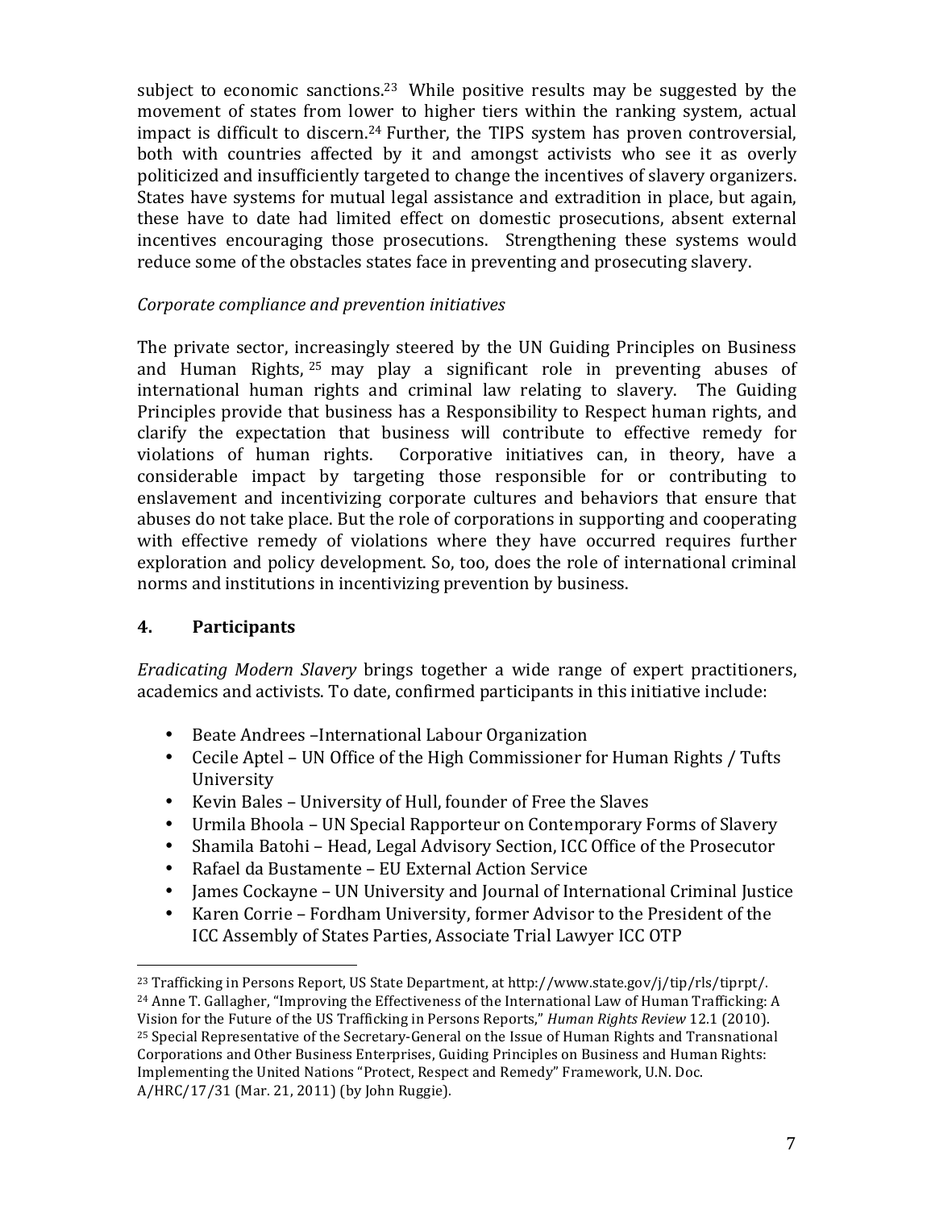subject to economic sanctions.[23] While positive results may be suggested by the movement of states from lower to higher tiers within the ranking system, actual impact is difficult to discern.[24] Further, the TIPS system has proven controversial, both with countries affected by it and amongst activists who see it as overly politicized and insufficiently targeted to change the incentives of slavery organizers. States have systems for mutual legal assistance and extradition in place, but again, these have to date had limited effect on domestic prosecutions, absent external incentives encouraging those prosecutions. Strengthening these systems would reduce some of the obstacles states face in preventing and prosecuting slavery.

*Corporate compliance and prevention initiatives*

The private sector, increasingly steered by the UN Guiding Principles on Business and Human Rights,[25] may play a significant role in preventing abuses of international human rights and criminal law relating to slavery. The Guiding Principles provide that business has a Responsibility to Respect human rights, and clarify the expectation that business will contribute to effective remedy for violations of human rights. Corporative initiatives can, in theory, have a considerable impact by targeting those responsible for or contributing to enslavement and incentivizing corporate cultures and behaviors that ensure that abuses do not take place. But the role of corporations in supporting and cooperating with effective remedy of violations where they have occurred requires further exploration and policy development. So, too, does the role of international criminal norms and institutions in incentivizing prevention by business.

## 4. Participants

*Eradicating Modern Slavery* brings together a wide range of expert practitioners, academics and activists. To date, confirmed participants in this initiative include:

- Beate Andrees –International Labour Organization
- Cecile Aptel – UN Office of the High Commissioner for Human Rights / Tufts University
- Kevin Bales – University of Hull, founder of Free the Slaves
- Urmila Bhoola – UN Special Rapporteur on Contemporary Forms of Slavery
- Shamila Batohi – Head, Legal Advisory Section, ICC Office of the Prosecutor
- Rafael da Bustamente – EU External Action Service
- James Cockayne – UN University and Journal of International Criminal Justice
- Karen Corrie – Fordham University, former Advisor to the President of the ICC Assembly of States Parties, Associate Trial Lawyer ICC OTP

---

[23] Trafficking in Persons Report, US State Department, at http://www.state.gov/j/tip/rls/tiprpt/.

[24] Anne T. Gallagher, "Improving the Effectiveness of the International Law of Human Trafficking: A Vision for the Future of the US Trafficking in Persons Reports," *Human Rights Review* 12.1 (2010).

[25] Special Representative of the Secretary-General on the Issue of Human Rights and Transnational Corporations and Other Business Enterprises, Guiding Principles on Business and Human Rights: Implementing the United Nations "Protect, Respect and Remedy" Framework, U.N. Doc. A/HRC/17/31 (Mar. 21, 2011) (by John Ruggie).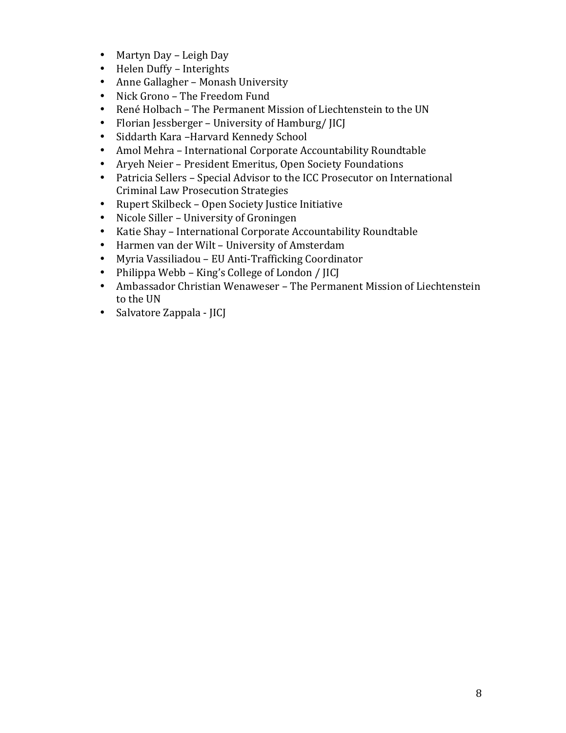- Martyn Day – Leigh Day
- Helen Duffy – Interights
- Anne Gallagher – Monash University
- Nick Grono – The Freedom Fund
- René Holbach – The Permanent Mission of Liechtenstein to the UN
- Florian Jessberger – University of Hamburg/ JICJ
- Siddarth Kara –Harvard Kennedy School
- Amol Mehra – International Corporate Accountability Roundtable
- Aryeh Neier – President Emeritus, Open Society Foundations
- Patricia Sellers – Special Advisor to the ICC Prosecutor on International Criminal Law Prosecution Strategies
- Rupert Skilbeck – Open Society Justice Initiative
- Nicole Siller – University of Groningen
- Katie Shay – International Corporate Accountability Roundtable
- Harmen van der Wilt – University of Amsterdam
- Myria Vassiliadou – EU Anti-Trafficking Coordinator
- Philippa Webb – King's College of London / JICJ
- Ambassador Christian Wenaweser – The Permanent Mission of Liechtenstein to the UN
- Salvatore Zappala - JICJ